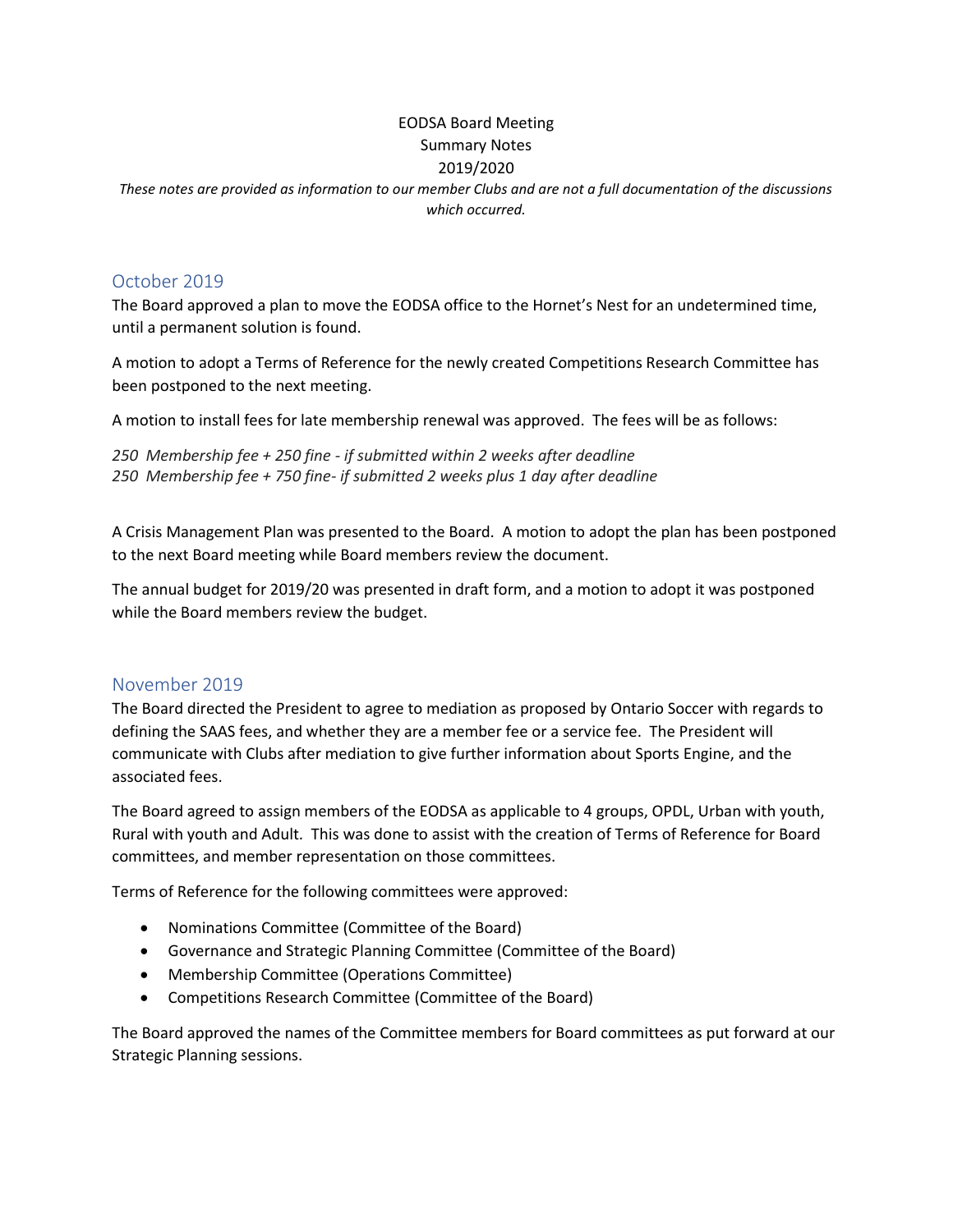# EODSA Board Meeting
## Summary Notes
## 2019/2020

*These notes are provided as information to our member Clubs and are not a full documentation of the discussions which occurred.*

## October 2019

The Board approved a plan to move the EODSA office to the Hornet's Nest for an undetermined time, until a permanent solution is found.

A motion to adopt a Terms of Reference for the newly created Competitions Research Committee has been postponed to the next meeting.

A motion to install fees for late membership renewal was approved. The fees will be as follows:

*250 Membership fee + 250 fine - if submitted within 2 weeks after deadline*
*250 Membership fee + 750 fine- if submitted 2 weeks plus 1 day after deadline*

A Crisis Management Plan was presented to the Board. A motion to adopt the plan has been postponed to the next Board meeting while Board members review the document.

The annual budget for 2019/20 was presented in draft form, and a motion to adopt it was postponed while the Board members review the budget.

## November 2019

The Board directed the President to agree to mediation as proposed by Ontario Soccer with regards to defining the SAAS fees, and whether they are a member fee or a service fee. The President will communicate with Clubs after mediation to give further information about Sports Engine, and the associated fees.

The Board agreed to assign members of the EODSA as applicable to 4 groups, OPDL, Urban with youth, Rural with youth and Adult. This was done to assist with the creation of Terms of Reference for Board committees, and member representation on those committees.

Terms of Reference for the following committees were approved:

- Nominations Committee (Committee of the Board)
- Governance and Strategic Planning Committee (Committee of the Board)
- Membership Committee (Operations Committee)
- Competitions Research Committee (Committee of the Board)

The Board approved the names of the Committee members for Board committees as put forward at our Strategic Planning sessions.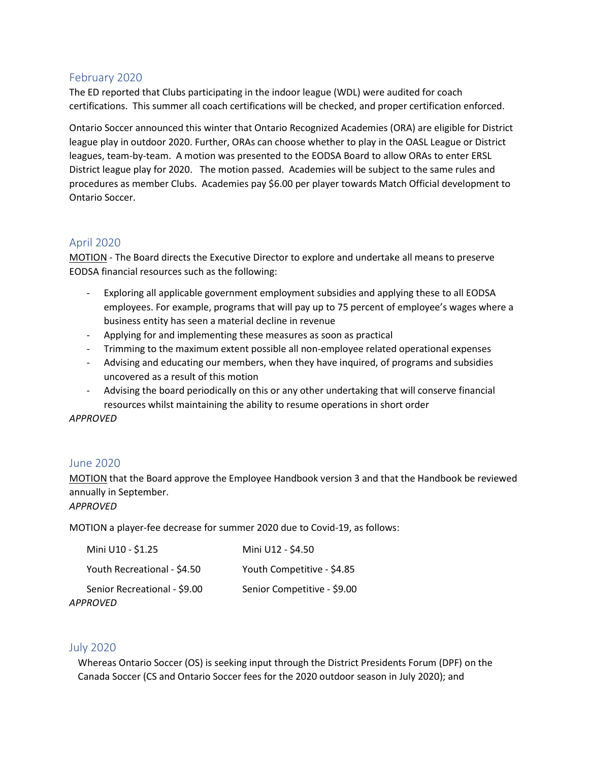## February 2020

The ED reported that Clubs participating in the indoor league (WDL) were audited for coach certifications. This summer all coach certifications will be checked, and proper certification enforced.

Ontario Soccer announced this winter that Ontario Recognized Academies (ORA) are eligible for District league play in outdoor 2020. Further, ORAs can choose whether to play in the OASL League or District leagues, team-by-team. A motion was presented to the EODSA Board to allow ORAs to enter ERSL District league play for 2020. The motion passed. Academies will be subject to the same rules and procedures as member Clubs. Academies pay $6.00 per player towards Match Official development to Ontario Soccer.

## April 2020

<u>MOTION</u> - The Board directs the Executive Director to explore and undertake all means to preserve EODSA financial resources such as the following:

- Exploring all applicable government employment subsidies and applying these to all EODSA employees. For example, programs that will pay up to 75 percent of employee's wages where a business entity has seen a material decline in revenue
- Applying for and implementing these measures as soon as practical
- Trimming to the maximum extent possible all non-employee related operational expenses
- Advising and educating our members, when they have inquired, of programs and subsidies uncovered as a result of this motion
- Advising the board periodically on this or any other undertaking that will conserve financial resources whilst maintaining the ability to resume operations in short order

*APPROVED*

## June 2020

<u>MOTION</u> that the Board approve the Employee Handbook version 3 and that the Handbook be reviewed annually in September.

*APPROVED*

MOTION a player-fee decrease for summer 2020 due to Covid-19, as follows:

| | |
|---|---|
| Mini U10 - $1.25 | Mini U12 - $4.50 |
| Youth Recreational - $4.50 | Youth Competitive - $4.85 |
| Senior Recreational - $9.00 | Senior Competitive - $9.00 |

*APPROVED*

## July 2020

Whereas Ontario Soccer (OS) is seeking input through the District Presidents Forum (DPF) on the Canada Soccer (CS and Ontario Soccer fees for the 2020 outdoor season in July 2020); and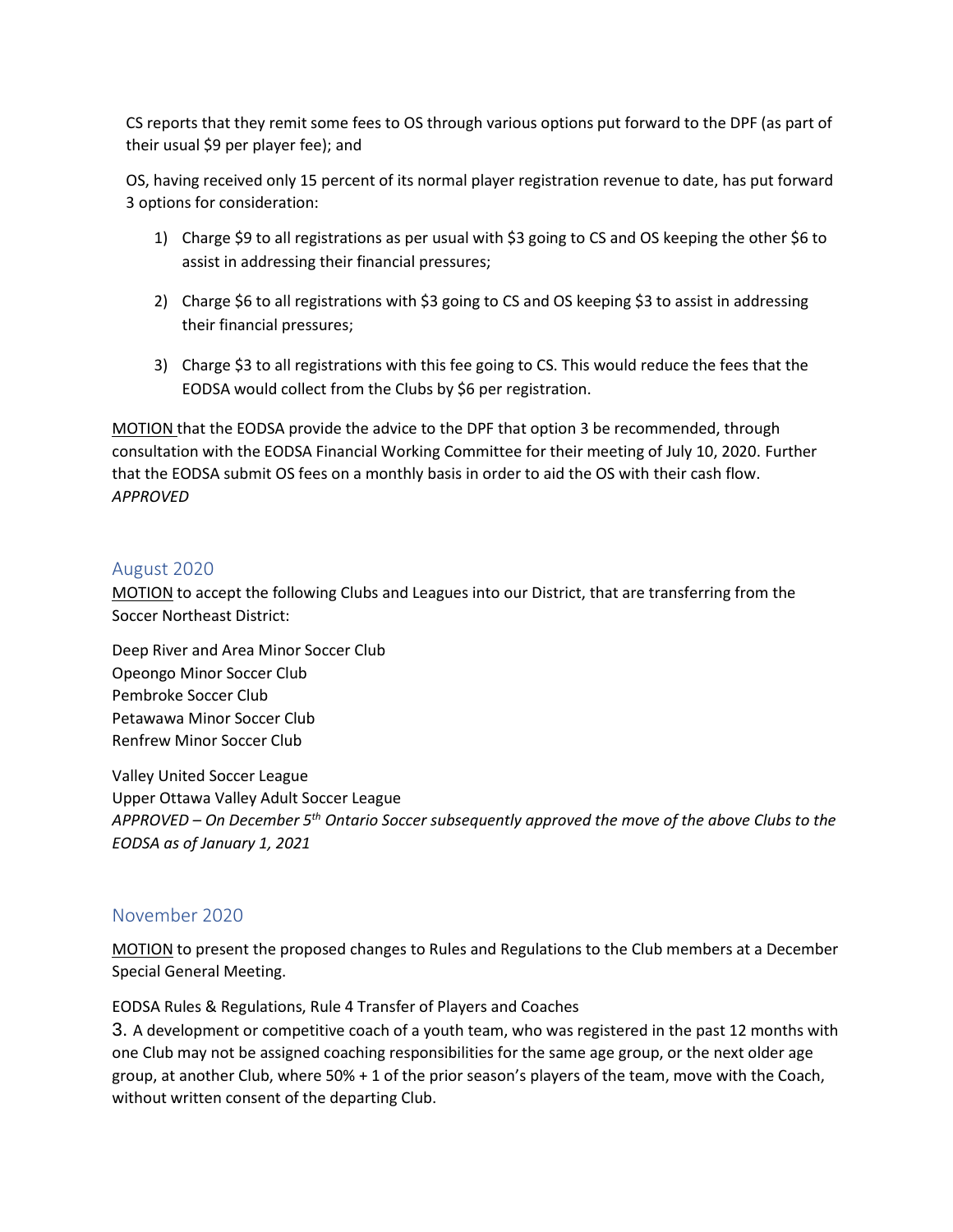CS reports that they remit some fees to OS through various options put forward to the DPF (as part of their usual $9 per player fee); and

OS, having received only 15 percent of its normal player registration revenue to date, has put forward 3 options for consideration:

1) Charge $9 to all registrations as per usual with $3 going to CS and OS keeping the other $6 to assist in addressing their financial pressures;
2) Charge $6 to all registrations with $3 going to CS and OS keeping $3 to assist in addressing their financial pressures;
3) Charge $3 to all registrations with this fee going to CS. This would reduce the fees that the EODSA would collect from the Clubs by $6 per registration.

<u>MOTION</u> that the EODSA provide the advice to the DPF that option 3 be recommended, through consultation with the EODSA Financial Working Committee for their meeting of July 10, 2020. Further that the EODSA submit OS fees on a monthly basis in order to aid the OS with their cash flow. *APPROVED*

## August 2020

<u>MOTION</u> to accept the following Clubs and Leagues into our District, that are transferring from the Soccer Northeast District:

Deep River and Area Minor Soccer Club
Opeongo Minor Soccer Club
Pembroke Soccer Club
Petawawa Minor Soccer Club
Renfrew Minor Soccer Club

Valley United Soccer League
Upper Ottawa Valley Adult Soccer League
*APPROVED – On December 5th Ontario Soccer subsequently approved the move of the above Clubs to the EODSA as of January 1, 2021*

## November 2020

<u>MOTION</u> to present the proposed changes to Rules and Regulations to the Club members at a December Special General Meeting.

EODSA Rules & Regulations, Rule 4 Transfer of Players and Coaches

3. A development or competitive coach of a youth team, who was registered in the past 12 months with one Club may not be assigned coaching responsibilities for the same age group, or the next older age group, at another Club, where 50% + 1 of the prior season's players of the team, move with the Coach, without written consent of the departing Club.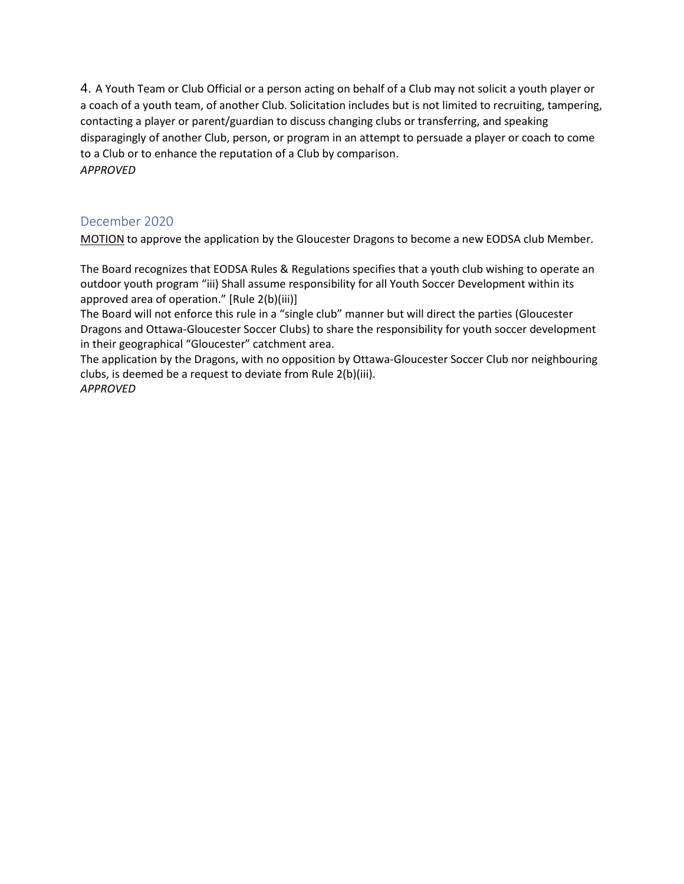4. A Youth Team or Club Official or a person acting on behalf of a Club may not solicit a youth player or a coach of a youth team, of another Club. Solicitation includes but is not limited to recruiting, tampering, contacting a player or parent/guardian to discuss changing clubs or transferring, and speaking disparagingly of another Club, person, or program in an attempt to persuade a player or coach to come to a Club or to enhance the reputation of a Club by comparison.
*APPROVED*

## December 2020

<u>MOTION</u> to approve the application by the Gloucester Dragons to become a new EODSA club Member.

The Board recognizes that EODSA Rules & Regulations specifies that a youth club wishing to operate an outdoor youth program "iii) Shall assume responsibility for all Youth Soccer Development within its approved area of operation." [Rule 2(b)(iii)]
The Board will not enforce this rule in a "single club" manner but will direct the parties (Gloucester Dragons and Ottawa-Gloucester Soccer Clubs) to share the responsibility for youth soccer development in their geographical "Gloucester" catchment area.
The application by the Dragons, with no opposition by Ottawa-Gloucester Soccer Club nor neighbouring clubs, is deemed be a request to deviate from Rule 2(b)(iii).
*APPROVED*